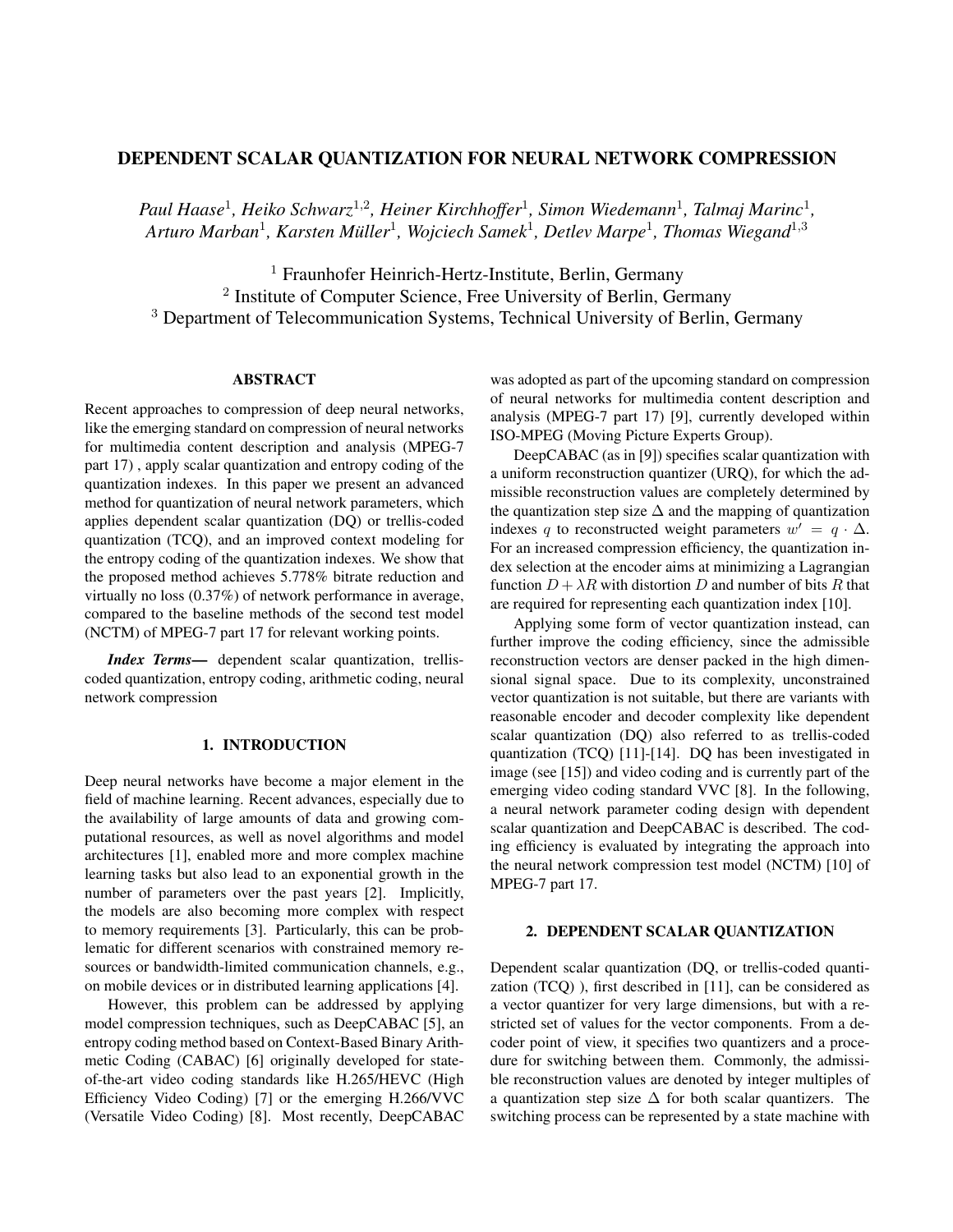# DEPENDENT SCALAR QUANTIZATION FOR NEURAL NETWORK COMPRESSION

*Paul Haase*[1], *Heiko Schwarz*[1,2], *Heiner Kirchhoffer*[1], *Simon Wiedemann*[1], *Talmaj Marinc*[1], *Arturo Marban*[1], *Karsten Müller*[1], *Wojciech Samek*[1], *Detlev Marpe*[1], *Thomas Wiegand*[1,3]

[1] Fraunhofer Heinrich-Hertz-Institute, Berlin, Germany
[2] Institute of Computer Science, Free University of Berlin, Germany
[3] Department of Telecommunication Systems, Technical University of Berlin, Germany

## ABSTRACT

Recent approaches to compression of deep neural networks, like the emerging standard on compression of neural networks for multimedia content description and analysis (MPEG-7 part 17) , apply scalar quantization and entropy coding of the quantization indexes. In this paper we present an advanced method for quantization of neural network parameters, which applies dependent scalar quantization (DQ) or trellis-coded quantization (TCQ), and an improved context modeling for the entropy coding of the quantization indexes. We show that the proposed method achieves 5.778% bitrate reduction and virtually no loss (0.37%) of network performance in average, compared to the baseline methods of the second test model (NCTM) of MPEG-7 part 17 for relevant working points.

***Index Terms*—** dependent scalar quantization, trellis-coded quantization, entropy coding, arithmetic coding, neural network compression

## 1. INTRODUCTION

Deep neural networks have become a major element in the field of machine learning. Recent advances, especially due to the availability of large amounts of data and growing computational resources, as well as novel algorithms and model architectures [1], enabled more and more complex machine learning tasks but also lead to an exponential growth in the number of parameters over the past years [2]. Implicitly, the models are also becoming more complex with respect to memory requirements [3]. Particularly, this can be problematic for different scenarios with constrained memory resources or bandwidth-limited communication channels, e.g., on mobile devices or in distributed learning applications [4].

However, this problem can be addressed by applying model compression techniques, such as DeepCABAC [5], an entropy coding method based on Context-Based Binary Arithmetic Coding (CABAC) [6] originally developed for state-of-the-art video coding standards like H.265/HEVC (High Efficiency Video Coding) [7] or the emerging H.266/VVC (Versatile Video Coding) [8]. Most recently, DeepCABAC was adopted as part of the upcoming standard on compression of neural networks for multimedia content description and analysis (MPEG-7 part 17) [9], currently developed within ISO-MPEG (Moving Picture Experts Group).

DeepCABAC (as in [9]) specifies scalar quantization with a uniform reconstruction quantizer (URQ), for which the admissible reconstruction values are completely determined by the quantization step size $\Delta$ and the mapping of quantization indexes $q$ to reconstructed weight parameters $w' = q \cdot \Delta$. For an increased compression efficiency, the quantization index selection at the encoder aims at minimizing a Lagrangian function $D + \lambda R$ with distortion $D$ and number of bits $R$ that are required for representing each quantization index [10].

Applying some form of vector quantization instead, can further improve the coding efficiency, since the admissible reconstruction vectors are denser packed in the high dimensional signal space. Due to its complexity, unconstrained vector quantization is not suitable, but there are variants with reasonable encoder and decoder complexity like dependent scalar quantization (DQ) also referred to as trellis-coded quantization (TCQ) [11]-[14]. DQ has been investigated in image (see [15]) and video coding and is currently part of the emerging video coding standard VVC [8]. In the following, a neural network parameter coding design with dependent scalar quantization and DeepCABAC is described. The coding efficiency is evaluated by integrating the approach into the neural network compression test model (NCTM) [10] of MPEG-7 part 17.

## 2. DEPENDENT SCALAR QUANTIZATION

Dependent scalar quantization (DQ, or trellis-coded quantization (TCQ) ), first described in [11], can be considered as a vector quantizer for very large dimensions, but with a restricted set of values for the vector components. From a decoder point of view, it specifies two quantizers and a procedure for switching between them. Commonly, the admissible reconstruction values are denoted by integer multiples of a quantization step size $\Delta$ for both scalar quantizers. The switching process can be represented by a state machine with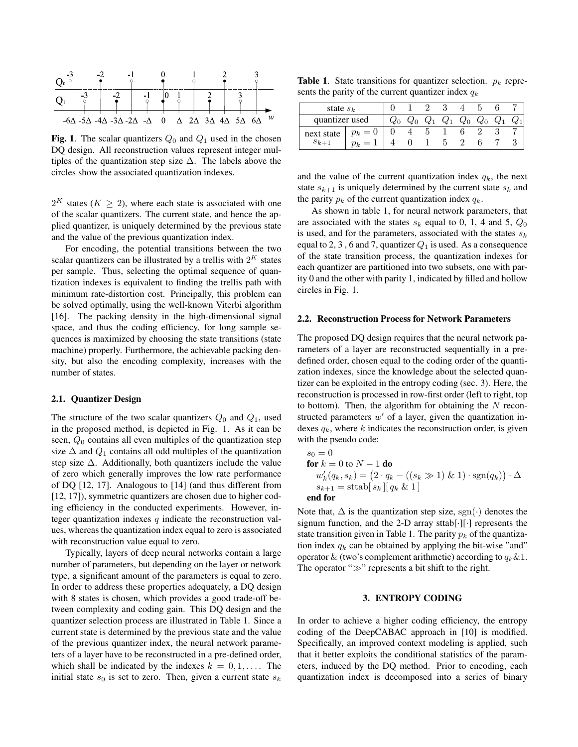**Fig. 1**. The scalar quantizers $Q_0$ and $Q_1$ used in the chosen DQ design. All reconstruction values represent integer multiples of the quantization step size $\Delta$. The labels above the circles show the associated quantization indexes.

$2^K$ states ($K \geq 2$), where each state is associated with one of the scalar quantizers. The current state, and hence the applied quantizer, is uniquely determined by the previous state and the value of the previous quantization index.

For encoding, the potential transitions between the two scalar quantizers can be illustrated by a trellis with $2^K$ states per sample. Thus, selecting the optimal sequence of quantization indexes is equivalent to finding the trellis path with minimum rate-distortion cost. Principally, this problem can be solved optimally, using the well-known Viterbi algorithm [16]. The packing density in the high-dimensional signal space, and thus the coding efficiency, for long sample sequences is maximized by choosing the state transitions (state machine) properly. Furthermore, the achievable packing density, but also the encoding complexity, increases with the number of states.

### 2.1. Quantizer Design

The structure of the two scalar quantizers $Q_0$ and $Q_1$, used in the proposed method, is depicted in Fig. 1. As it can be seen, $Q_0$ contains all even multiples of the quantization step size $\Delta$ and $Q_1$ contains all odd multiples of the quantization step size $\Delta$. Additionally, both quantizers include the value of zero which generally improves the low rate performance of DQ [12, 17]. Analogous to [14] (and thus different from [12, 17]), symmetric quantizers are chosen due to higher coding efficiency in the conducted experiments. However, integer quantization indexes $q$ indicate the reconstruction values, whereas the quantization index equal to zero is associated with reconstruction value equal to zero.

Typically, layers of deep neural networks contain a large number of parameters, but depending on the layer or network type, a significant amount of the parameters is equal to zero. In order to address these properties adequately, a DQ design with 8 states is chosen, which provides a good trade-off between complexity and coding gain. This DQ design and the quantizer selection process are illustrated in Table 1. Since a current state is determined by the previous state and the value of the previous quantization index, the neural network parameters of a layer have to be reconstructed in a pre-defined order, which shall be indicated by the indexes $k = 0, 1, \ldots$. The initial state $s_0$ is set to zero. Then, given a current state $s_k$ and the value of the current quantization index $q_k$, the next state $s_{k+1}$ is uniquely determined by the current state $s_k$ and the parity $p_k$ of the current quantization index $q_k$.

**Table 1**. State transitions for quantizer selection. $p_k$ represents the parity of the current quantizer index $q_k$

| state $s_k$ | | 0 | 1 | 2 | 3 | 4 | 5 | 6 | 7 |
|---|---|---|---|---|---|---|---|---|---|
| quantizer used | | $Q_0$ | $Q_0$ | $Q_1$ | $Q_1$ | $Q_0$ | $Q_0$ | $Q_1$ | $Q_1$ |
| next state $s_{k+1}$ | $p_k = 0$ | 0 | 4 | 5 | 1 | 6 | 2 | 3 | 7 |
| | $p_k = 1$ | 4 | 0 | 1 | 5 | 2 | 6 | 7 | 3 |

As shown in table 1, for neural network parameters, that are associated with the states $s_k$ equal to 0, 1, 4 and 5, $Q_0$ is used, and for the parameters, associated with the states $s_k$ equal to 2, 3 , 6 and 7, quantizer $Q_1$ is used. As a consequence of the state transition process, the quantization indexes for each quantizer are partitioned into two subsets, one with parity 0 and the other with parity 1, indicated by filled and hollow circles in Fig. 1.

### 2.2. Reconstruction Process for Network Parameters

The proposed DQ design requires that the neural network parameters of a layer are reconstructed sequentially in a predefined order, chosen equal to the coding order of the quantization indexes, since the knowledge about the selected quantizer can be exploited in the entropy coding (sec. 3). Here, the reconstruction is processed in row-first order (left to right, top to bottom). Then, the algorithm for obtaining the $N$ reconstructed parameters $w'$ of a layer, given the quantization indexes $q_k$, where $k$ indicates the reconstruction order, is given with the pseudo code:

$s_0 = 0$
**for** $k = 0$ to $N - 1$ **do**
  $w'_k(q_k, s_k) = \left(2 \cdot q_k - ((s_k \gg 1) \,\&\, 1) \cdot \mathrm{sgn}(q_k)\right) \cdot \Delta$
  $s_{k+1} = \mathrm{sttab}[\, s_k \,][\, q_k \,\&\, 1\,]$
**end for**

Note that, $\Delta$ is the quantization step size, $\mathrm{sgn}(\cdot)$ denotes the signum function, and the 2-D array sttab$[\cdot][\cdot]$ represents the state transition given in Table 1. The parity $p_k$ of the quantization index $q_k$ can be obtained by applying the bit-wise "and" operator $\&$ (two's complement arithmetic) according to $q_k \& 1$. The operator "$\gg$" represents a bit shift to the right.

## 3. ENTROPY CODING

In order to achieve a higher coding efficiency, the entropy coding of the DeepCABAC approach in [10] is modified. Specifically, an improved context modeling is applied, such that it better exploits the conditional statistics of the parameters, induced by the DQ method. Prior to encoding, each quantization index is decomposed into a series of binary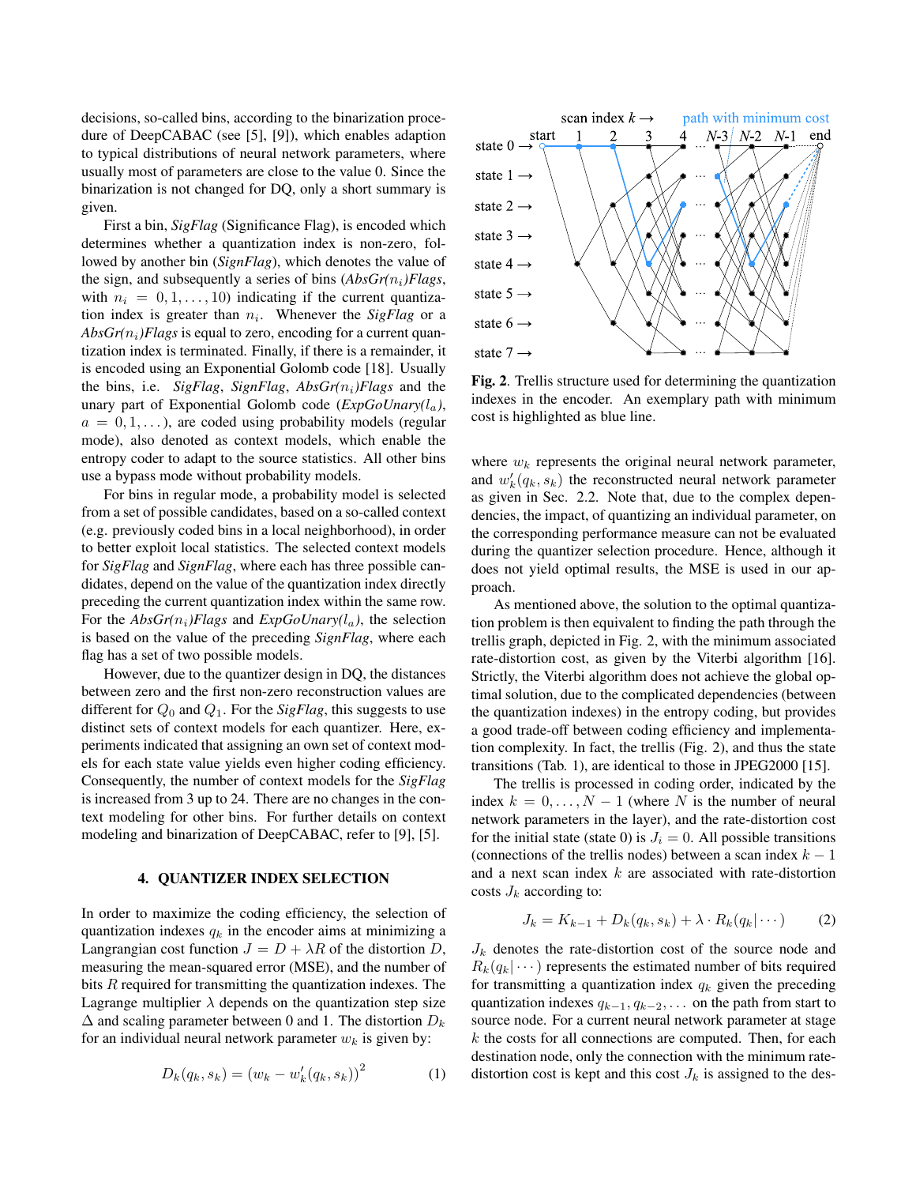decisions, so-called bins, according to the binarization procedure of DeepCABAC (see [5], [9]), which enables adaption to typical distributions of neural network parameters, where usually most of parameters are close to the value 0. Since the binarization is not changed for DQ, only a short summary is given.

First a bin, *SigFlag* (Significance Flag), is encoded which determines whether a quantization index is non-zero, followed by another bin (*SignFlag*), which denotes the value of the sign, and subsequently a series of bins (*AbsGr*($n_i$)*Flags*, with $n_i = 0, 1, \dots, 10$) indicating if the current quantization index is greater than $n_i$. Whenever the *SigFlag* or a *AbsGr*($n_i$)*Flags* is equal to zero, encoding for a current quantization index is terminated. Finally, if there is a remainder, it is encoded using an Exponential Golomb code [18]. Usually the bins, i.e. *SigFlag*, *SignFlag*, *AbsGr*($n_i$)*Flags* and the unary part of Exponential Golomb code (*ExpGoUnary*($l_a$), $a = 0, 1, \dots$), are coded using probability models (regular mode), also denoted as context models, which enable the entropy coder to adapt to the source statistics. All other bins use a bypass mode without probability models.

For bins in regular mode, a probability model is selected from a set of possible candidates, based on a so-called context (e.g. previously coded bins in a local neighborhood), in order to better exploit local statistics. The selected context models for *SigFlag* and *SignFlag*, where each has three possible candidates, depend on the value of the quantization index directly preceding the current quantization index within the same row. For the *AbsGr*($n_i$)*Flags* and *ExpGoUnary*($l_a$), the selection is based on the value of the preceding *SignFlag*, where each flag has a set of two possible models.

However, due to the quantizer design in DQ, the distances between zero and the first non-zero reconstruction values are different for $Q_0$ and $Q_1$. For the *SigFlag*, this suggests to use distinct sets of context models for each quantizer. Here, experiments indicated that assigning an own set of context models for each state value yields even higher coding efficiency. Consequently, the number of context models for the *SigFlag* is increased from 3 up to 24. There are no changes in the context modeling for other bins. For further details on context modeling and binarization of DeepCABAC, refer to [9], [5].

## 4. QUANTIZER INDEX SELECTION

In order to maximize the coding efficiency, the selection of quantization indexes $q_k$ in the encoder aims at minimizing a Langrangian cost function $J = D + \lambda R$ of the distortion $D$, measuring the mean-squared error (MSE), and the number of bits $R$ required for transmitting the quantization indexes. The Lagrange multiplier $\lambda$ depends on the quantization step size $\Delta$ and scaling parameter between 0 and 1. The distortion $D_k$ for an individual neural network parameter $w_k$ is given by:

$$D_k(q_k, s_k) = (w_k - w'_k(q_k, s_k))^2 \qquad (1)$$

**Fig. 2**. Trellis structure used for determining the quantization indexes in the encoder. An exemplary path with minimum cost is highlighted as blue line.

where $w_k$ represents the original neural network parameter, and $w'_k(q_k, s_k)$ the reconstructed neural network parameter as given in Sec. 2.2. Note that, due to the complex dependencies, the impact, of quantizing an individual parameter, on the corresponding performance measure can not be evaluated during the quantizer selection procedure. Hence, although it does not yield optimal results, the MSE is used in our approach.

As mentioned above, the solution to the optimal quantization problem is then equivalent to finding the path through the trellis graph, depicted in Fig. 2, with the minimum associated rate-distortion cost, as given by the Viterbi algorithm [16]. Strictly, the Viterbi algorithm does not achieve the global optimal solution, due to the complicated dependencies (between the quantization indexes) in the entropy coding, but provides a good trade-off between coding efficiency and implementation complexity. In fact, the trellis (Fig. 2), and thus the state transitions (Tab. 1), are identical to those in JPEG2000 [15].

The trellis is processed in coding order, indicated by the index $k = 0, \dots, N-1$ (where $N$ is the number of neural network parameters in the layer), and the rate-distortion cost for the initial state (state 0) is $J_i = 0$. All possible transitions (connections of the trellis nodes) between a scan index $k-1$ and a next scan index $k$ are associated with rate-distortion costs $J_k$ according to:

$$J_k = K_{k-1} + D_k(q_k, s_k) + \lambda \cdot R_k(q_k|\cdots) \qquad (2)$$

$J_k$ denotes the rate-distortion cost of the source node and $R_k(q_k|\cdots)$ represents the estimated number of bits required for transmitting a quantization index $q_k$ given the preceding quantization indexes $q_{k-1}, q_{k-2}, \dots$ on the path from start to source node. For a current neural network parameter at stage $k$ the costs for all connections are computed. Then, for each destination node, only the connection with the minimum rate-distortion cost is kept and this cost $J_k$ is assigned to the des-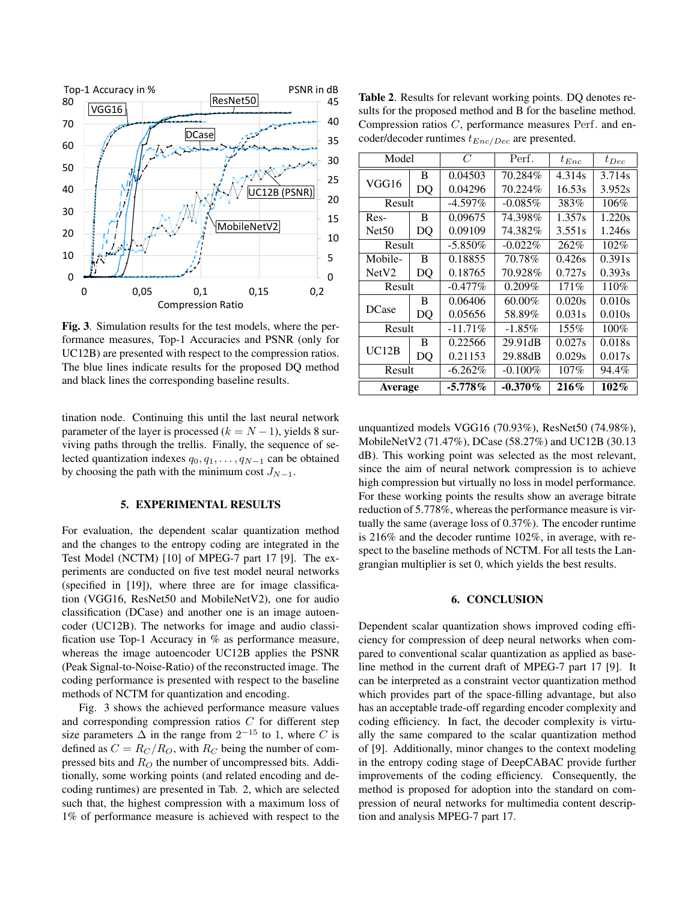**Fig. 3**. Simulation results for the test models, where the performance measures, Top-1 Accuracies and PSNR (only for UC12B) are presented with respect to the compression ratios. The blue lines indicate results for the proposed DQ method and black lines the corresponding baseline results.

tination node. Continuing this until the last neural network parameter of the layer is processed ($k = N - 1$), yields 8 surviving paths through the trellis. Finally, the sequence of selected quantization indexes $q_0, q_1, \ldots, q_{N-1}$ can be obtained by choosing the path with the minimum cost $J_{N-1}$.

## 5. EXPERIMENTAL RESULTS

For evaluation, the dependent scalar quantization method and the changes to the entropy coding are integrated in the Test Model (NCTM) [10] of MPEG-7 part 17 [9]. The experiments are conducted on five test model neural networks (specified in [19]), where three are for image classification (VGG16, ResNet50 and MobileNetV2), one for audio classification (DCase) and another one is an image autoencoder (UC12B). The networks for image and audio classification use Top-1 Accuracy in % as performance measure, whereas the image autoencoder UC12B applies the PSNR (Peak Signal-to-Noise-Ratio) of the reconstructed image. The coding performance is presented with respect to the baseline methods of NCTM for quantization and encoding.

Fig. 3 shows the achieved performance measure values and corresponding compression ratios $C$ for different step size parameters $\Delta$ in the range from $2^{-15}$ to 1, where $C$ is defined as $C = R_C/R_O$, with $R_C$ being the number of compressed bits and $R_O$ the number of uncompressed bits. Additionally, some working points (and related encoding and decoding runtimes) are presented in Tab. 2, which are selected such that, the highest compression with a maximum loss of 1% of performance measure is achieved with respect to the unquantized models VGG16 (70.93%), ResNet50 (74.98%), MobileNetV2 (71.47%), DCase (58.27%) and UC12B (30.13 dB). This working point was selected as the most relevant, since the aim of neural network compression is to achieve high compression but virtually no loss in model performance. For these working points the results show an average bitrate reduction of 5.778%, whereas the performance measure is virtually the same (average loss of 0.37%). The encoder runtime is 216% and the decoder runtime 102%, in average, with respect to the baseline methods of NCTM. For all tests the Langrangian multiplier is set 0, which yields the best results.

**Table 2**. Results for relevant working points. DQ denotes results for the proposed method and B for the baseline method. Compression ratios $C$, performance measures Perf. and encoder/decoder runtimes $t_{Enc/Dec}$ are presented.

| Model | | $C$ | Perf. | $t_{Enc}$ | $t_{Dec}$ |
|---|---|---|---|---|---|
| VGG16 | B | 0.04503 | 70.284% | 4.314s | 3.714s |
| | DQ | 0.04296 | 70.224% | 16.53s | 3.952s |
| Result | | -4.597% | -0.085% | 383% | 106% |
| Res-Net50 | B | 0.09675 | 74.398% | 1.357s | 1.220s |
| | DQ | 0.09109 | 74.382% | 3.551s | 1.246s |
| Result | | -5.850% | -0.022% | 262% | 102% |
| Mobile-NetV2 | B | 0.18855 | 70.78% | 0.426s | 0.391s |
| | DQ | 0.18765 | 70.928% | 0.727s | 0.393s |
| Result | | -0.477% | 0.209% | 171% | 110% |
| DCase | B | 0.06406 | 60.00% | 0.020s | 0.010s |
| | DQ | 0.05656 | 58.89% | 0.031s | 0.010s |
| Result | | -11.71% | -1.85% | 155% | 100% |
| UC12B | B | 0.22566 | 29.91dB | 0.027s | 0.018s |
| | DQ | 0.21153 | 29.88dB | 0.029s | 0.017s |
| Result | | -6.262% | -0.100% | 107% | 94.4% |
| **Average** | | **-5.778%** | **-0.370%** | **216%** | **102%** |

## 6. CONCLUSION

Dependent scalar quantization shows improved coding efficiency for compression of deep neural networks when compared to conventional scalar quantization as applied as baseline method in the current draft of MPEG-7 part 17 [9]. It can be interpreted as a constraint vector quantization method which provides part of the space-filling advantage, but also has an acceptable trade-off regarding encoder complexity and coding efficiency. In fact, the decoder complexity is virtually the same compared to the scalar quantization method of [9]. Additionally, minor changes to the context modeling in the entropy coding stage of DeepCABAC provide further improvements of the coding efficiency. Consequently, the method is proposed for adoption into the standard on compression of neural networks for multimedia content description and analysis MPEG-7 part 17.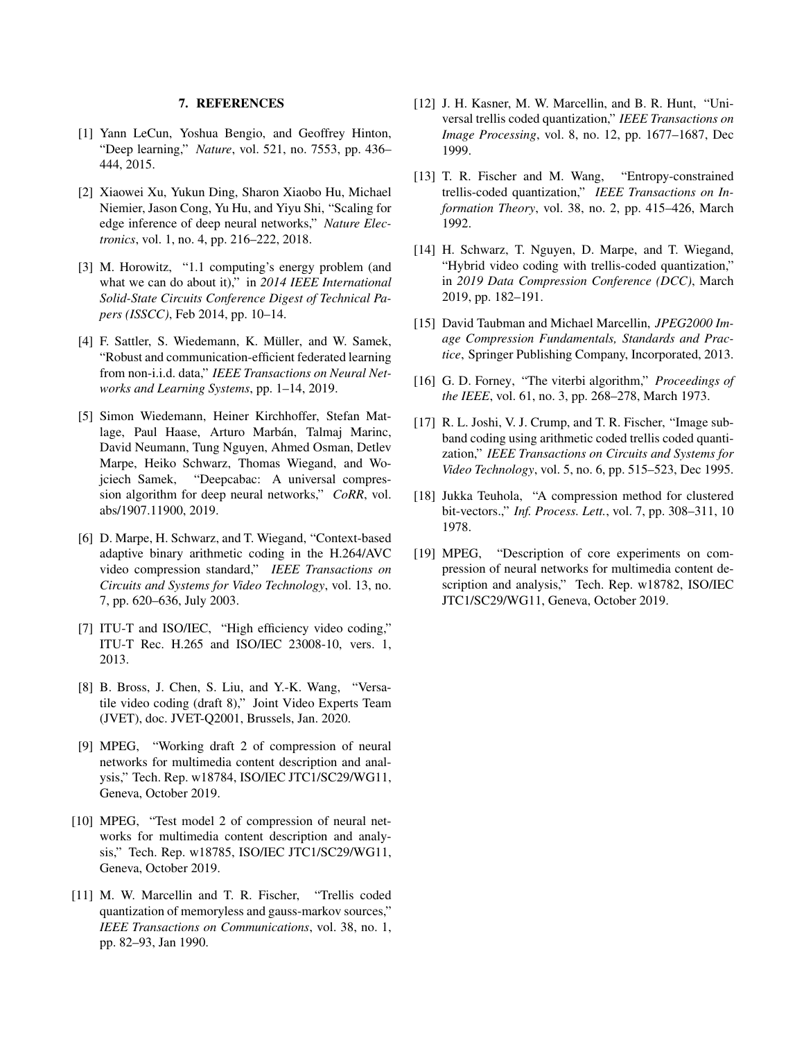## 7. REFERENCES

[1] Yann LeCun, Yoshua Bengio, and Geoffrey Hinton, "Deep learning," *Nature*, vol. 521, no. 7553, pp. 436–444, 2015.

[2] Xiaowei Xu, Yukun Ding, Sharon Xiaobo Hu, Michael Niemier, Jason Cong, Yu Hu, and Yiyu Shi, "Scaling for edge inference of deep neural networks," *Nature Electronics*, vol. 1, no. 4, pp. 216–222, 2018.

[3] M. Horowitz, "1.1 computing's energy problem (and what we can do about it)," in *2014 IEEE International Solid-State Circuits Conference Digest of Technical Papers (ISSCC)*, Feb 2014, pp. 10–14.

[4] F. Sattler, S. Wiedemann, K. Müller, and W. Samek, "Robust and communication-efficient federated learning from non-i.i.d. data," *IEEE Transactions on Neural Networks and Learning Systems*, pp. 1–14, 2019.

[5] Simon Wiedemann, Heiner Kirchhoffer, Stefan Matlage, Paul Haase, Arturo Marbán, Talmaj Marinc, David Neumann, Tung Nguyen, Ahmed Osman, Detlev Marpe, Heiko Schwarz, Thomas Wiegand, and Wojciech Samek, "Deepcabac: A universal compression algorithm for deep neural networks," *CoRR*, vol. abs/1907.11900, 2019.

[6] D. Marpe, H. Schwarz, and T. Wiegand, "Context-based adaptive binary arithmetic coding in the H.264/AVC video compression standard," *IEEE Transactions on Circuits and Systems for Video Technology*, vol. 13, no. 7, pp. 620–636, July 2003.

[7] ITU-T and ISO/IEC, "High efficiency video coding," ITU-T Rec. H.265 and ISO/IEC 23008-10, vers. 1, 2013.

[8] B. Bross, J. Chen, S. Liu, and Y.-K. Wang, "Versatile video coding (draft 8)," Joint Video Experts Team (JVET), doc. JVET-Q2001, Brussels, Jan. 2020.

[9] MPEG, "Working draft 2 of compression of neural networks for multimedia content description and analysis," Tech. Rep. w18784, ISO/IEC JTC1/SC29/WG11, Geneva, October 2019.

[10] MPEG, "Test model 2 of compression of neural networks for multimedia content description and analysis," Tech. Rep. w18785, ISO/IEC JTC1/SC29/WG11, Geneva, October 2019.

[11] M. W. Marcellin and T. R. Fischer, "Trellis coded quantization of memoryless and gauss-markov sources," *IEEE Transactions on Communications*, vol. 38, no. 1, pp. 82–93, Jan 1990.

[12] J. H. Kasner, M. W. Marcellin, and B. R. Hunt, "Universal trellis coded quantization," *IEEE Transactions on Image Processing*, vol. 8, no. 12, pp. 1677–1687, Dec 1999.

[13] T. R. Fischer and M. Wang, "Entropy-constrained trellis-coded quantization," *IEEE Transactions on Information Theory*, vol. 38, no. 2, pp. 415–426, March 1992.

[14] H. Schwarz, T. Nguyen, D. Marpe, and T. Wiegand, "Hybrid video coding with trellis-coded quantization," in *2019 Data Compression Conference (DCC)*, March 2019, pp. 182–191.

[15] David Taubman and Michael Marcellin, *JPEG2000 Image Compression Fundamentals, Standards and Practice*, Springer Publishing Company, Incorporated, 2013.

[16] G. D. Forney, "The viterbi algorithm," *Proceedings of the IEEE*, vol. 61, no. 3, pp. 268–278, March 1973.

[17] R. L. Joshi, V. J. Crump, and T. R. Fischer, "Image subband coding using arithmetic coded trellis coded quantization," *IEEE Transactions on Circuits and Systems for Video Technology*, vol. 5, no. 6, pp. 515–523, Dec 1995.

[18] Jukka Teuhola, "A compression method for clustered bit-vectors.," *Inf. Process. Lett.*, vol. 7, pp. 308–311, 10 1978.

[19] MPEG, "Description of core experiments on compression of neural networks for multimedia content description and analysis," Tech. Rep. w18782, ISO/IEC JTC1/SC29/WG11, Geneva, October 2019.